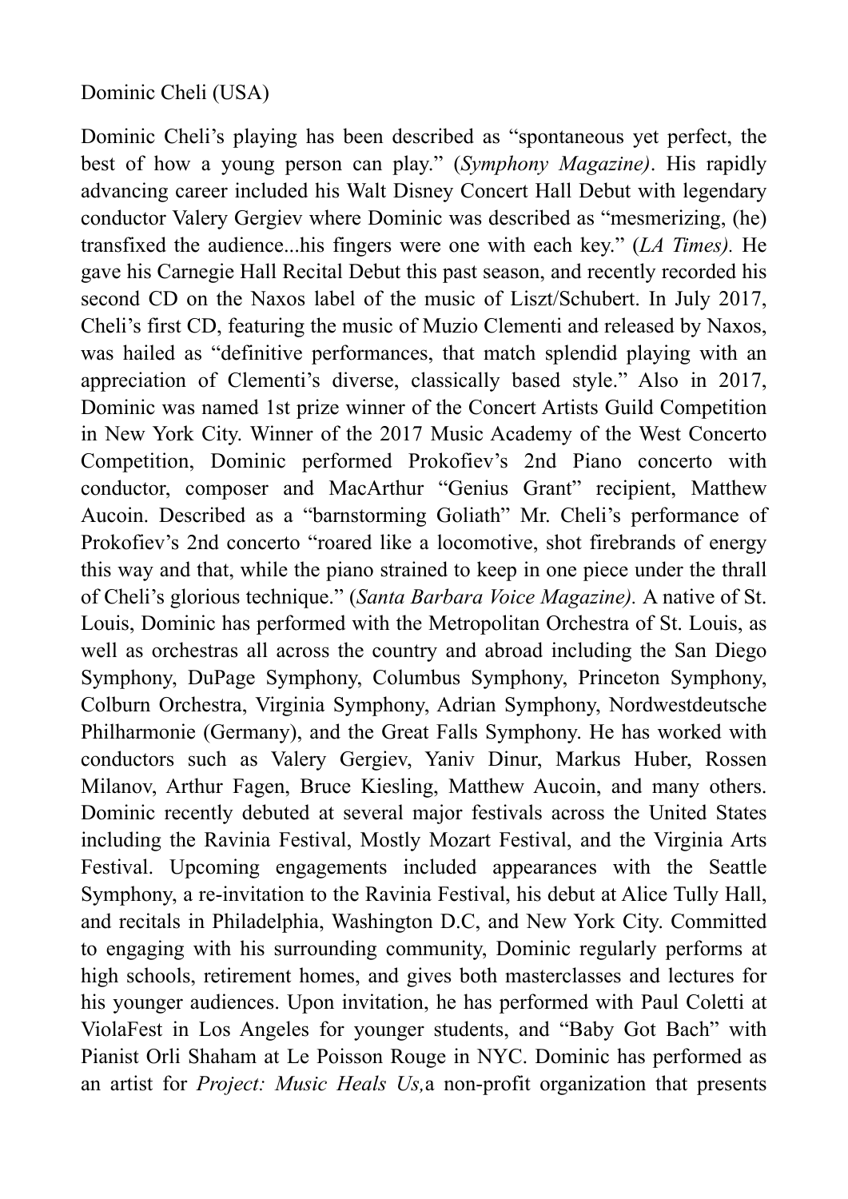Dominic Cheli (USA)

Dominic Cheli's playing has been described as "spontaneous yet perfect, the best of how a young person can play." (*Symphony Magazine)*. His rapidly advancing career included his Walt Disney Concert Hall Debut with legendary conductor Valery Gergiev where Dominic was described as "mesmerizing, (he) transfixed the audience...his fingers were one with each key." (*LA Times).* He gave his Carnegie Hall Recital Debut this past season, and recently recorded his second CD on the Naxos label of the music of Liszt/Schubert. In July 2017, Cheli's first CD, featuring the music of Muzio Clementi and released by Naxos, was hailed as "definitive performances, that match splendid playing with an appreciation of Clementi's diverse, classically based style." Also in 2017, Dominic was named 1st prize winner of the Concert Artists Guild Competition in New York City. Winner of the 2017 Music Academy of the West Concerto Competition, Dominic performed Prokofiev's 2nd Piano concerto with conductor, composer and MacArthur "Genius Grant" recipient, Matthew Aucoin. Described as a "barnstorming Goliath" Mr. Cheli's performance of Prokofiev's 2nd concerto "roared like a locomotive, shot firebrands of energy this way and that, while the piano strained to keep in one piece under the thrall of Cheli's glorious technique." (*Santa Barbara Voice Magazine).* A native of St. Louis, Dominic has performed with the Metropolitan Orchestra of St. Louis, as well as orchestras all across the country and abroad including the San Diego Symphony, DuPage Symphony, Columbus Symphony, Princeton Symphony, Colburn Orchestra, Virginia Symphony, Adrian Symphony, Nordwestdeutsche Philharmonie (Germany), and the Great Falls Symphony. He has worked with conductors such as Valery Gergiev, Yaniv Dinur, Markus Huber, Rossen Milanov, Arthur Fagen, Bruce Kiesling, Matthew Aucoin, and many others. Dominic recently debuted at several major festivals across the United States including the Ravinia Festival, Mostly Mozart Festival, and the Virginia Arts Festival. Upcoming engagements included appearances with the Seattle Symphony, a re-invitation to the Ravinia Festival, his debut at Alice Tully Hall, and recitals in Philadelphia, Washington D.C, and New York City. Committed to engaging with his surrounding community, Dominic regularly performs at high schools, retirement homes, and gives both masterclasses and lectures for his younger audiences. Upon invitation, he has performed with Paul Coletti at ViolaFest in Los Angeles for younger students, and "Baby Got Bach" with Pianist Orli Shaham at Le Poisson Rouge in NYC. Dominic has performed as an artist for *Project: Music Heals Us,*a non-profit organization that presents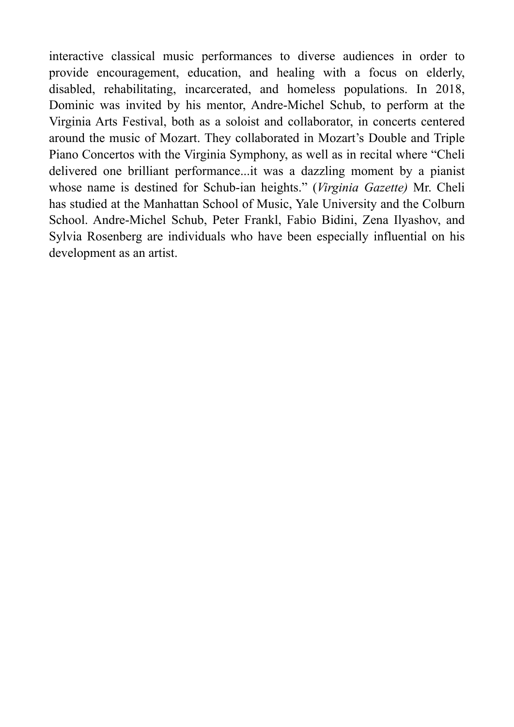interactive classical music performances to diverse audiences in order to provide encouragement, education, and healing with a focus on elderly, disabled, rehabilitating, incarcerated, and homeless populations. In 2018, Dominic was invited by his mentor, Andre-Michel Schub, to perform at the Virginia Arts Festival, both as a soloist and collaborator, in concerts centered around the music of Mozart. They collaborated in Mozart's Double and Triple Piano Concertos with the Virginia Symphony, as well as in recital where "Cheli delivered one brilliant performance...it was a dazzling moment by a pianist whose name is destined for Schub-ian heights." (*Virginia Gazette)* Mr. Cheli has studied at the Manhattan School of Music, Yale University and the Colburn School. Andre-Michel Schub, Peter Frankl, Fabio Bidini, Zena Ilyashov, and Sylvia Rosenberg are individuals who have been especially influential on his development as an artist.